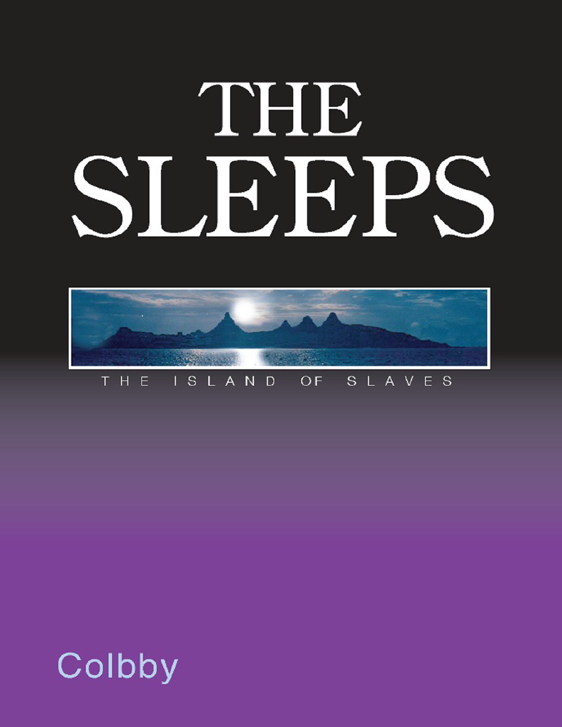# THE SLEEPS

THE ISLAND OF SLAVES

Colbby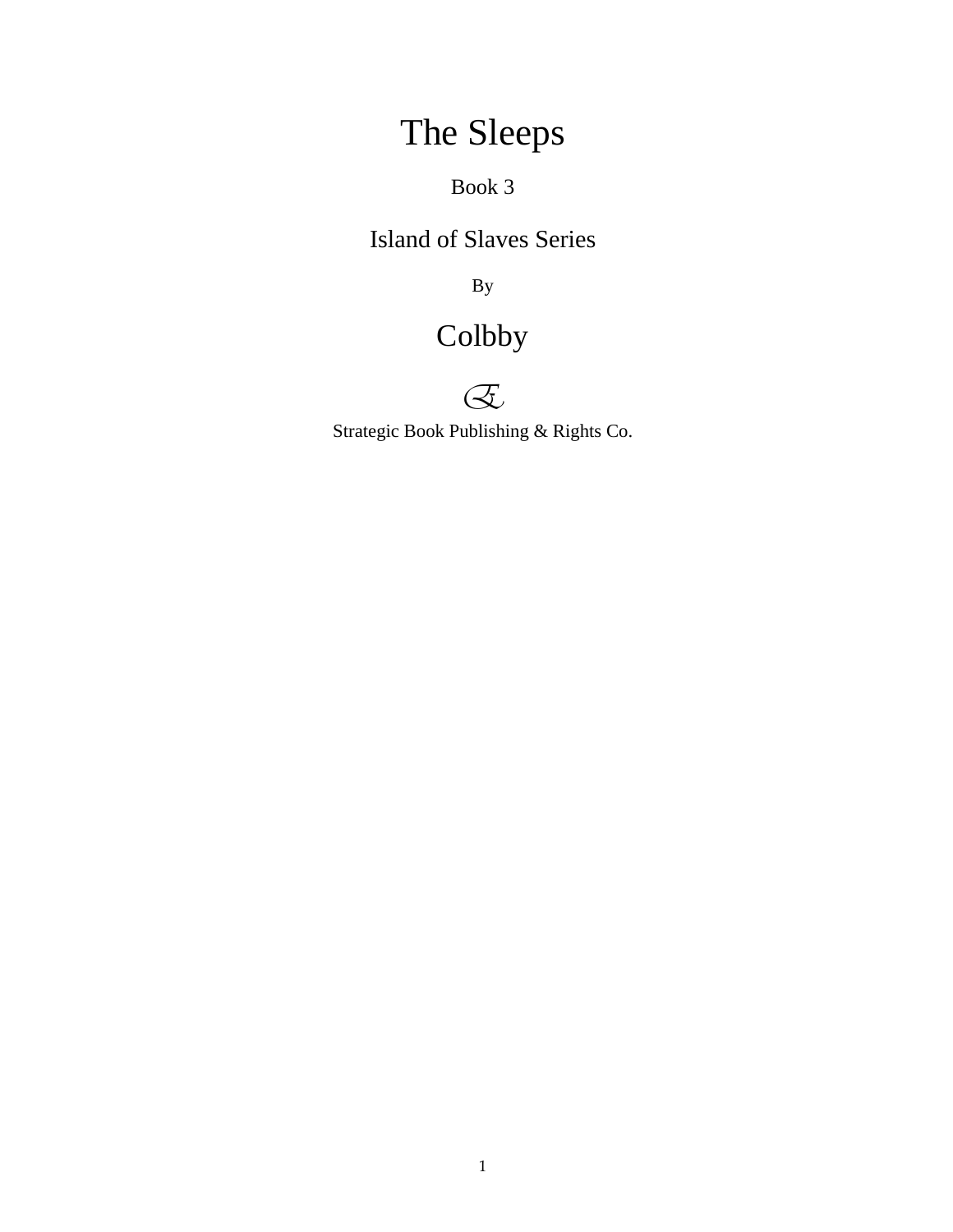# The Sleeps

Book 3

Island of Slaves Series

By

Colbby

Strategic Book Publishing & Rights Co.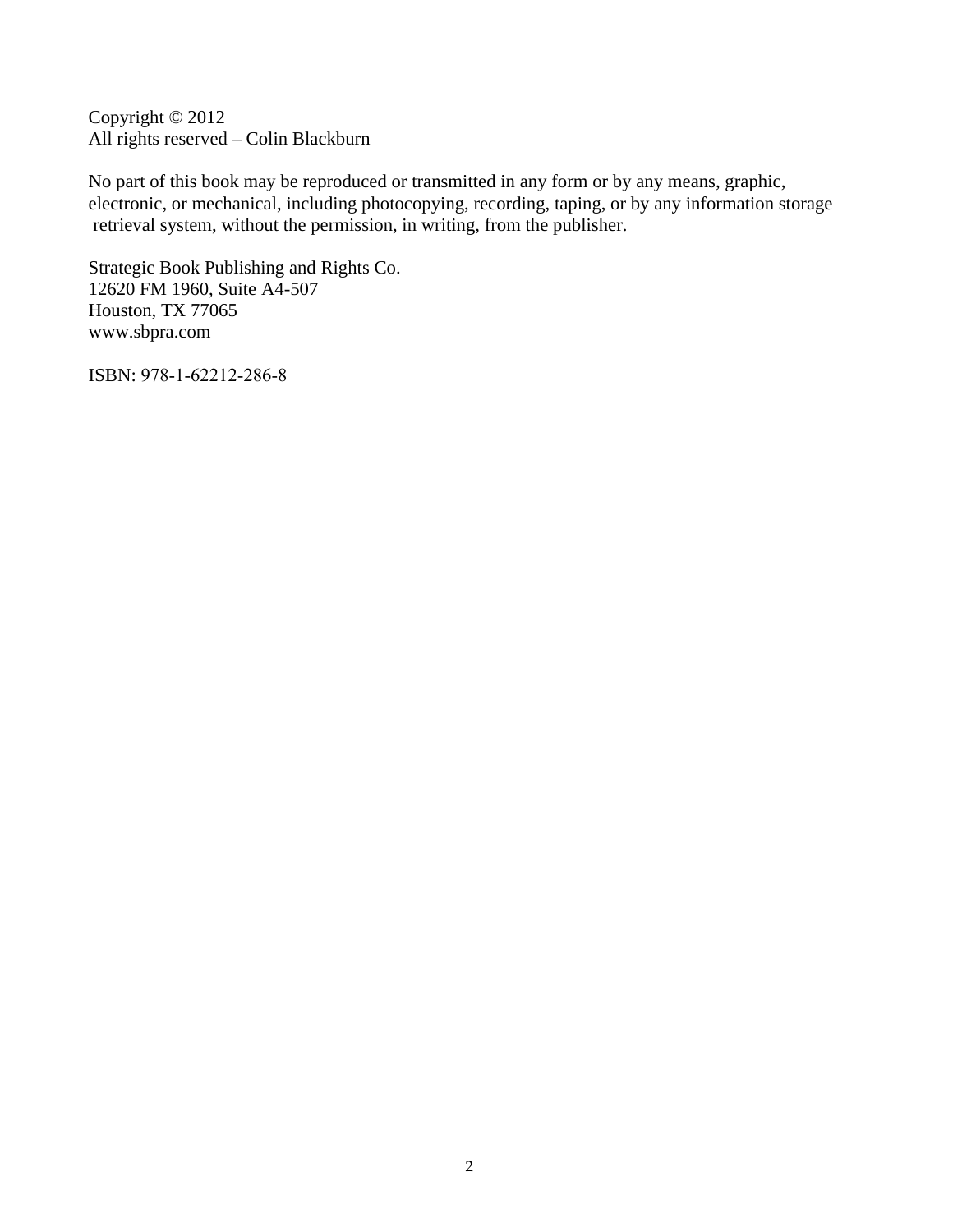Copyright © 2012
All rights reserved – Colin Blackburn

No part of this book may be reproduced or transmitted in any form or by any means, graphic, electronic, or mechanical, including photocopying, recording, taping, or by any information storage retrieval system, without the permission, in writing, from the publisher.

Strategic Book Publishing and Rights Co.
12620 FM 1960, Suite A4-507
Houston, TX 77065
www.sbpra.com

ISBN: 978-1-62212-286-8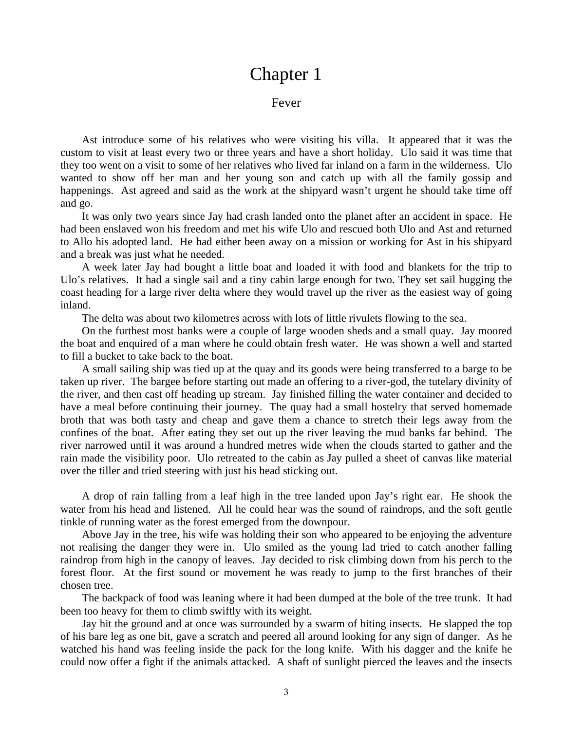# Chapter 1

## Fever

Ast introduce some of his relatives who were visiting his villa. It appeared that it was the custom to visit at least every two or three years and have a short holiday. Ulo said it was time that they too went on a visit to some of her relatives who lived far inland on a farm in the wilderness. Ulo wanted to show off her man and her young son and catch up with all the family gossip and happenings. Ast agreed and said as the work at the shipyard wasn't urgent he should take time off and go.

It was only two years since Jay had crash landed onto the planet after an accident in space. He had been enslaved won his freedom and met his wife Ulo and rescued both Ulo and Ast and returned to Allo his adopted land. He had either been away on a mission or working for Ast in his shipyard and a break was just what he needed.

A week later Jay had bought a little boat and loaded it with food and blankets for the trip to Ulo's relatives. It had a single sail and a tiny cabin large enough for two. They set sail hugging the coast heading for a large river delta where they would travel up the river as the easiest way of going inland.

The delta was about two kilometres across with lots of little rivulets flowing to the sea.

On the furthest most banks were a couple of large wooden sheds and a small quay. Jay moored the boat and enquired of a man where he could obtain fresh water. He was shown a well and started to fill a bucket to take back to the boat.

A small sailing ship was tied up at the quay and its goods were being transferred to a barge to be taken up river. The bargee before starting out made an offering to a river-god, the tutelary divinity of the river, and then cast off heading up stream. Jay finished filling the water container and decided to have a meal before continuing their journey. The quay had a small hostelry that served homemade broth that was both tasty and cheap and gave them a chance to stretch their legs away from the confines of the boat. After eating they set out up the river leaving the mud banks far behind. The river narrowed until it was around a hundred metres wide when the clouds started to gather and the rain made the visibility poor. Ulo retreated to the cabin as Jay pulled a sheet of canvas like material over the tiller and tried steering with just his head sticking out.

A drop of rain falling from a leaf high in the tree landed upon Jay's right ear. He shook the water from his head and listened. All he could hear was the sound of raindrops, and the soft gentle tinkle of running water as the forest emerged from the downpour.

Above Jay in the tree, his wife was holding their son who appeared to be enjoying the adventure not realising the danger they were in. Ulo smiled as the young lad tried to catch another falling raindrop from high in the canopy of leaves. Jay decided to risk climbing down from his perch to the forest floor. At the first sound or movement he was ready to jump to the first branches of their chosen tree.

The backpack of food was leaning where it had been dumped at the bole of the tree trunk. It had been too heavy for them to climb swiftly with its weight.

Jay hit the ground and at once was surrounded by a swarm of biting insects. He slapped the top of his bare leg as one bit, gave a scratch and peered all around looking for any sign of danger. As he watched his hand was feeling inside the pack for the long knife. With his dagger and the knife he could now offer a fight if the animals attacked. A shaft of sunlight pierced the leaves and the insects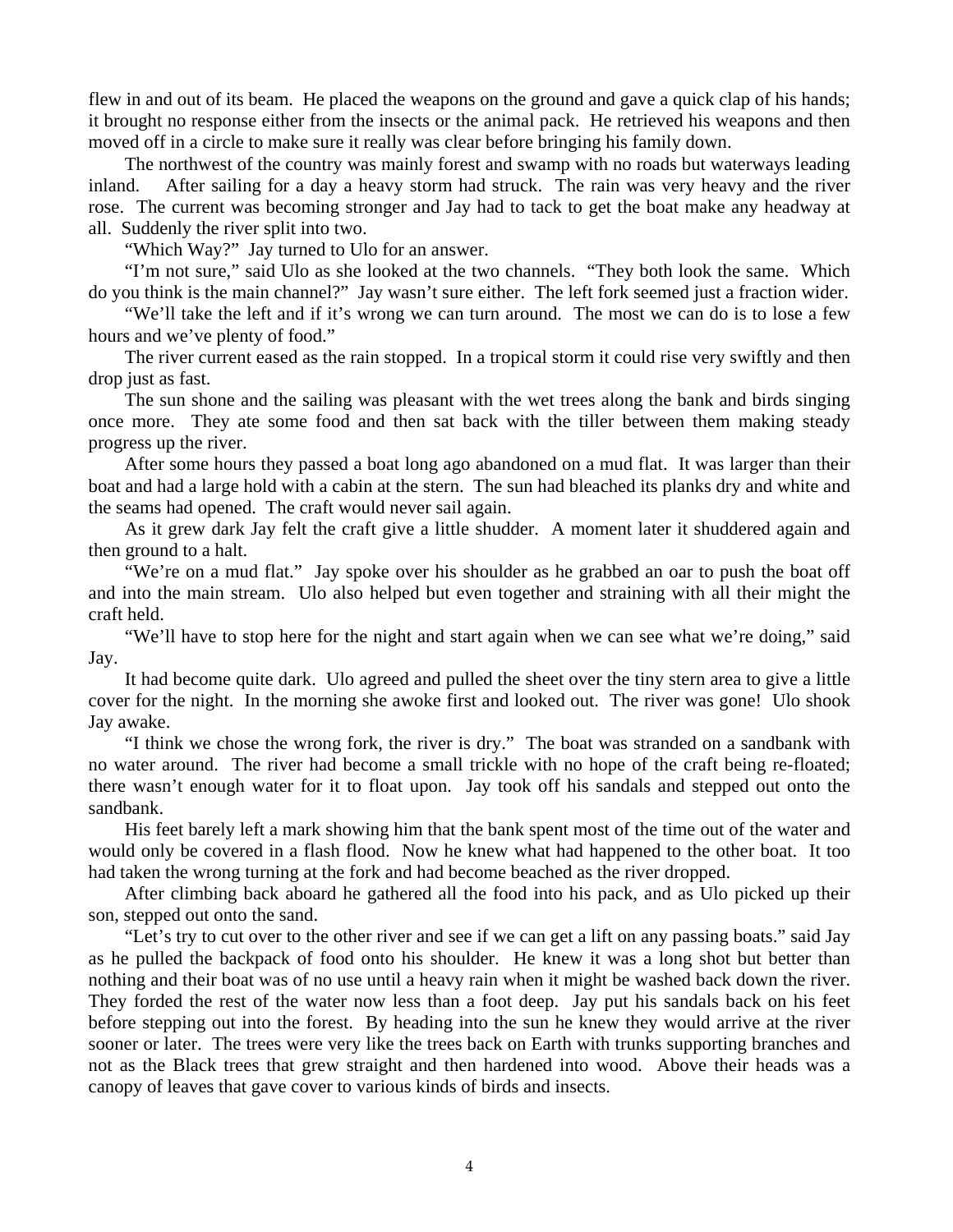flew in and out of its beam. He placed the weapons on the ground and gave a quick clap of his hands; it brought no response either from the insects or the animal pack. He retrieved his weapons and then moved off in a circle to make sure it really was clear before bringing his family down.

The northwest of the country was mainly forest and swamp with no roads but waterways leading inland. After sailing for a day a heavy storm had struck. The rain was very heavy and the river rose. The current was becoming stronger and Jay had to tack to get the boat make any headway at all. Suddenly the river split into two.

"Which Way?" Jay turned to Ulo for an answer.

"I'm not sure," said Ulo as she looked at the two channels. "They both look the same. Which do you think is the main channel?" Jay wasn't sure either. The left fork seemed just a fraction wider.

"We'll take the left and if it's wrong we can turn around. The most we can do is to lose a few hours and we've plenty of food."

The river current eased as the rain stopped. In a tropical storm it could rise very swiftly and then drop just as fast.

The sun shone and the sailing was pleasant with the wet trees along the bank and birds singing once more. They ate some food and then sat back with the tiller between them making steady progress up the river.

After some hours they passed a boat long ago abandoned on a mud flat. It was larger than their boat and had a large hold with a cabin at the stern. The sun had bleached its planks dry and white and the seams had opened. The craft would never sail again.

As it grew dark Jay felt the craft give a little shudder. A moment later it shuddered again and then ground to a halt.

"We're on a mud flat." Jay spoke over his shoulder as he grabbed an oar to push the boat off and into the main stream. Ulo also helped but even together and straining with all their might the craft held.

"We'll have to stop here for the night and start again when we can see what we're doing," said Jay.

It had become quite dark. Ulo agreed and pulled the sheet over the tiny stern area to give a little cover for the night. In the morning she awoke first and looked out. The river was gone! Ulo shook Jay awake.

"I think we chose the wrong fork, the river is dry." The boat was stranded on a sandbank with no water around. The river had become a small trickle with no hope of the craft being re-floated; there wasn't enough water for it to float upon. Jay took off his sandals and stepped out onto the sandbank.

His feet barely left a mark showing him that the bank spent most of the time out of the water and would only be covered in a flash flood. Now he knew what had happened to the other boat. It too had taken the wrong turning at the fork and had become beached as the river dropped.

After climbing back aboard he gathered all the food into his pack, and as Ulo picked up their son, stepped out onto the sand.

"Let's try to cut over to the other river and see if we can get a lift on any passing boats." said Jay as he pulled the backpack of food onto his shoulder. He knew it was a long shot but better than nothing and their boat was of no use until a heavy rain when it might be washed back down the river. They forded the rest of the water now less than a foot deep. Jay put his sandals back on his feet before stepping out into the forest. By heading into the sun he knew they would arrive at the river sooner or later. The trees were very like the trees back on Earth with trunks supporting branches and not as the Black trees that grew straight and then hardened into wood. Above their heads was a canopy of leaves that gave cover to various kinds of birds and insects.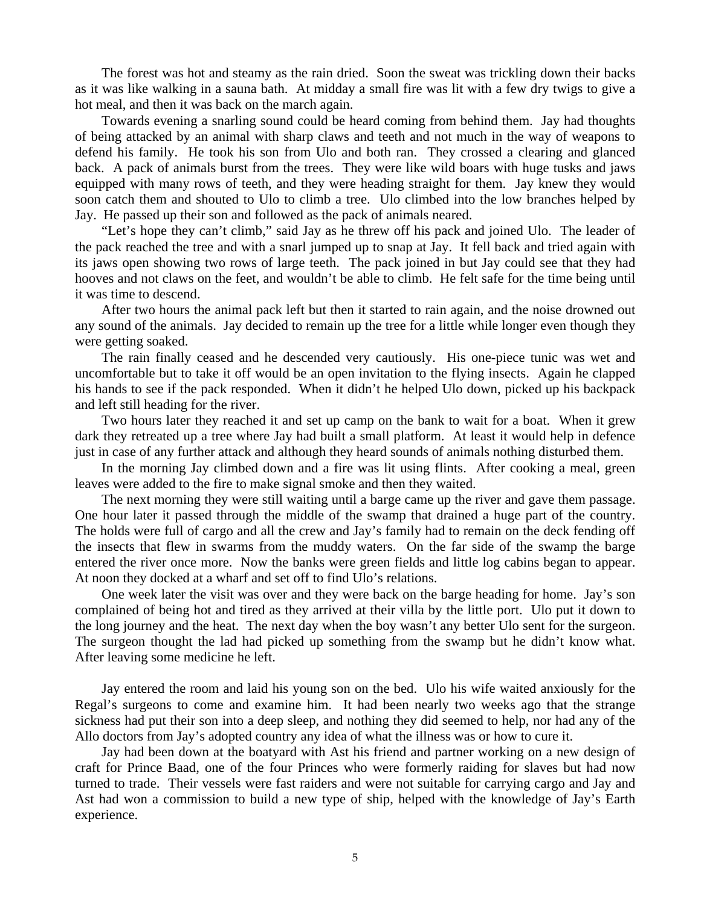The forest was hot and steamy as the rain dried. Soon the sweat was trickling down their backs as it was like walking in a sauna bath. At midday a small fire was lit with a few dry twigs to give a hot meal, and then it was back on the march again.

Towards evening a snarling sound could be heard coming from behind them. Jay had thoughts of being attacked by an animal with sharp claws and teeth and not much in the way of weapons to defend his family. He took his son from Ulo and both ran. They crossed a clearing and glanced back. A pack of animals burst from the trees. They were like wild boars with huge tusks and jaws equipped with many rows of teeth, and they were heading straight for them. Jay knew they would soon catch them and shouted to Ulo to climb a tree. Ulo climbed into the low branches helped by Jay. He passed up their son and followed as the pack of animals neared.

"Let's hope they can't climb," said Jay as he threw off his pack and joined Ulo. The leader of the pack reached the tree and with a snarl jumped up to snap at Jay. It fell back and tried again with its jaws open showing two rows of large teeth. The pack joined in but Jay could see that they had hooves and not claws on the feet, and wouldn't be able to climb. He felt safe for the time being until it was time to descend.

After two hours the animal pack left but then it started to rain again, and the noise drowned out any sound of the animals. Jay decided to remain up the tree for a little while longer even though they were getting soaked.

The rain finally ceased and he descended very cautiously. His one-piece tunic was wet and uncomfortable but to take it off would be an open invitation to the flying insects. Again he clapped his hands to see if the pack responded. When it didn't he helped Ulo down, picked up his backpack and left still heading for the river.

Two hours later they reached it and set up camp on the bank to wait for a boat. When it grew dark they retreated up a tree where Jay had built a small platform. At least it would help in defence just in case of any further attack and although they heard sounds of animals nothing disturbed them.

In the morning Jay climbed down and a fire was lit using flints. After cooking a meal, green leaves were added to the fire to make signal smoke and then they waited.

The next morning they were still waiting until a barge came up the river and gave them passage. One hour later it passed through the middle of the swamp that drained a huge part of the country. The holds were full of cargo and all the crew and Jay's family had to remain on the deck fending off the insects that flew in swarms from the muddy waters. On the far side of the swamp the barge entered the river once more. Now the banks were green fields and little log cabins began to appear. At noon they docked at a wharf and set off to find Ulo's relations.

One week later the visit was over and they were back on the barge heading for home. Jay's son complained of being hot and tired as they arrived at their villa by the little port. Ulo put it down to the long journey and the heat. The next day when the boy wasn't any better Ulo sent for the surgeon. The surgeon thought the lad had picked up something from the swamp but he didn't know what. After leaving some medicine he left.

Jay entered the room and laid his young son on the bed. Ulo his wife waited anxiously for the Regal's surgeons to come and examine him. It had been nearly two weeks ago that the strange sickness had put their son into a deep sleep, and nothing they did seemed to help, nor had any of the Allo doctors from Jay's adopted country any idea of what the illness was or how to cure it.

Jay had been down at the boatyard with Ast his friend and partner working on a new design of craft for Prince Baad, one of the four Princes who were formerly raiding for slaves but had now turned to trade. Their vessels were fast raiders and were not suitable for carrying cargo and Jay and Ast had won a commission to build a new type of ship, helped with the knowledge of Jay's Earth experience.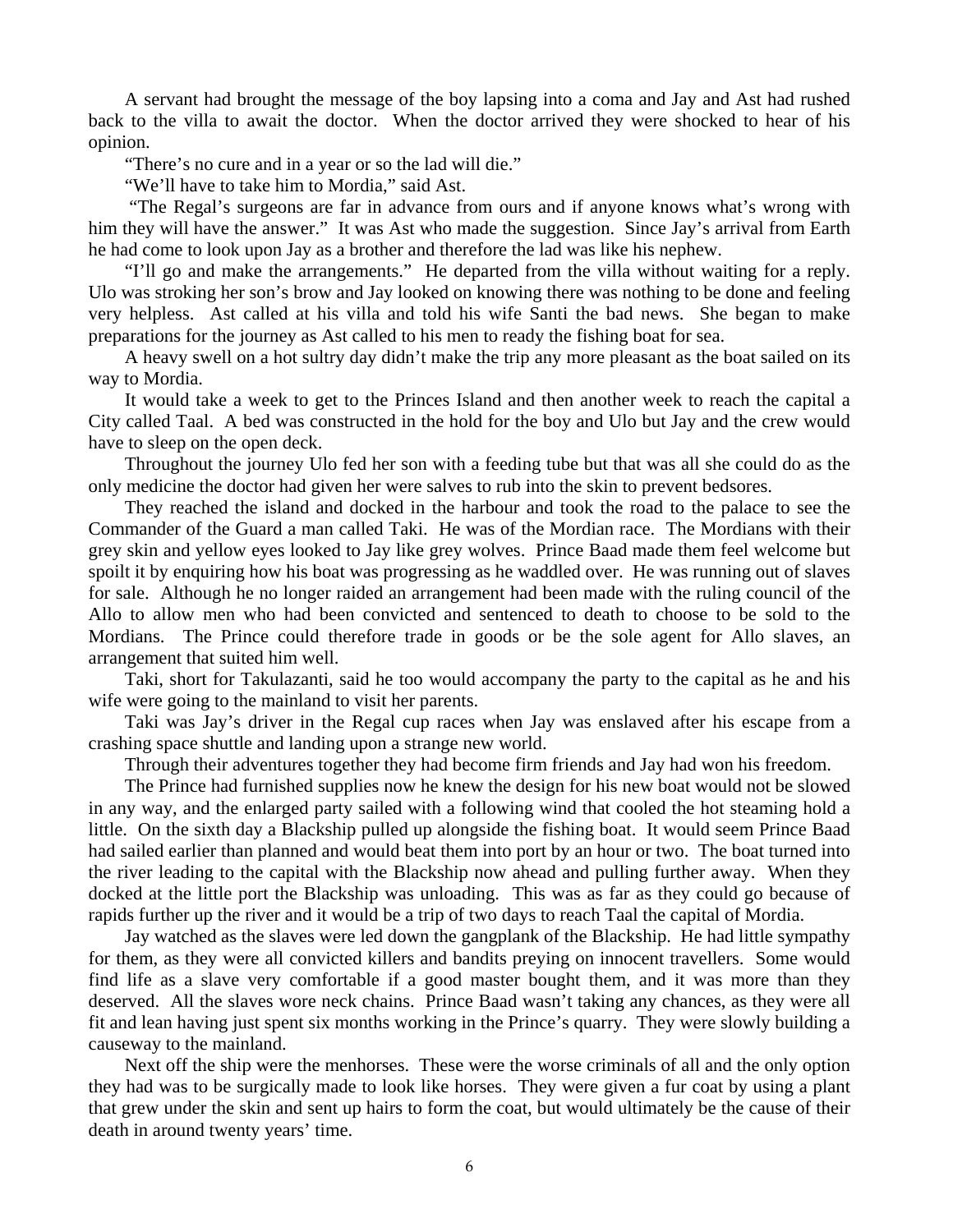A servant had brought the message of the boy lapsing into a coma and Jay and Ast had rushed back to the villa to await the doctor. When the doctor arrived they were shocked to hear of his opinion.

"There's no cure and in a year or so the lad will die."

"We'll have to take him to Mordia," said Ast.

"The Regal's surgeons are far in advance from ours and if anyone knows what's wrong with him they will have the answer." It was Ast who made the suggestion. Since Jay's arrival from Earth he had come to look upon Jay as a brother and therefore the lad was like his nephew.

"I'll go and make the arrangements." He departed from the villa without waiting for a reply. Ulo was stroking her son's brow and Jay looked on knowing there was nothing to be done and feeling very helpless. Ast called at his villa and told his wife Santi the bad news. She began to make preparations for the journey as Ast called to his men to ready the fishing boat for sea.

A heavy swell on a hot sultry day didn't make the trip any more pleasant as the boat sailed on its way to Mordia.

It would take a week to get to the Princes Island and then another week to reach the capital a City called Taal. A bed was constructed in the hold for the boy and Ulo but Jay and the crew would have to sleep on the open deck.

Throughout the journey Ulo fed her son with a feeding tube but that was all she could do as the only medicine the doctor had given her were salves to rub into the skin to prevent bedsores.

They reached the island and docked in the harbour and took the road to the palace to see the Commander of the Guard a man called Taki. He was of the Mordian race. The Mordians with their grey skin and yellow eyes looked to Jay like grey wolves. Prince Baad made them feel welcome but spoilt it by enquiring how his boat was progressing as he waddled over. He was running out of slaves for sale. Although he no longer raided an arrangement had been made with the ruling council of the Allo to allow men who had been convicted and sentenced to death to choose to be sold to the Mordians. The Prince could therefore trade in goods or be the sole agent for Allo slaves, an arrangement that suited him well.

Taki, short for Takulazanti, said he too would accompany the party to the capital as he and his wife were going to the mainland to visit her parents.

Taki was Jay's driver in the Regal cup races when Jay was enslaved after his escape from a crashing space shuttle and landing upon a strange new world.

Through their adventures together they had become firm friends and Jay had won his freedom.

The Prince had furnished supplies now he knew the design for his new boat would not be slowed in any way, and the enlarged party sailed with a following wind that cooled the hot steaming hold a little. On the sixth day a Blackship pulled up alongside the fishing boat. It would seem Prince Baad had sailed earlier than planned and would beat them into port by an hour or two. The boat turned into the river leading to the capital with the Blackship now ahead and pulling further away. When they docked at the little port the Blackship was unloading. This was as far as they could go because of rapids further up the river and it would be a trip of two days to reach Taal the capital of Mordia.

Jay watched as the slaves were led down the gangplank of the Blackship. He had little sympathy for them, as they were all convicted killers and bandits preying on innocent travellers. Some would find life as a slave very comfortable if a good master bought them, and it was more than they deserved. All the slaves wore neck chains. Prince Baad wasn't taking any chances, as they were all fit and lean having just spent six months working in the Prince's quarry. They were slowly building a causeway to the mainland.

Next off the ship were the menhorses. These were the worse criminals of all and the only option they had was to be surgically made to look like horses. They were given a fur coat by using a plant that grew under the skin and sent up hairs to form the coat, but would ultimately be the cause of their death in around twenty years' time.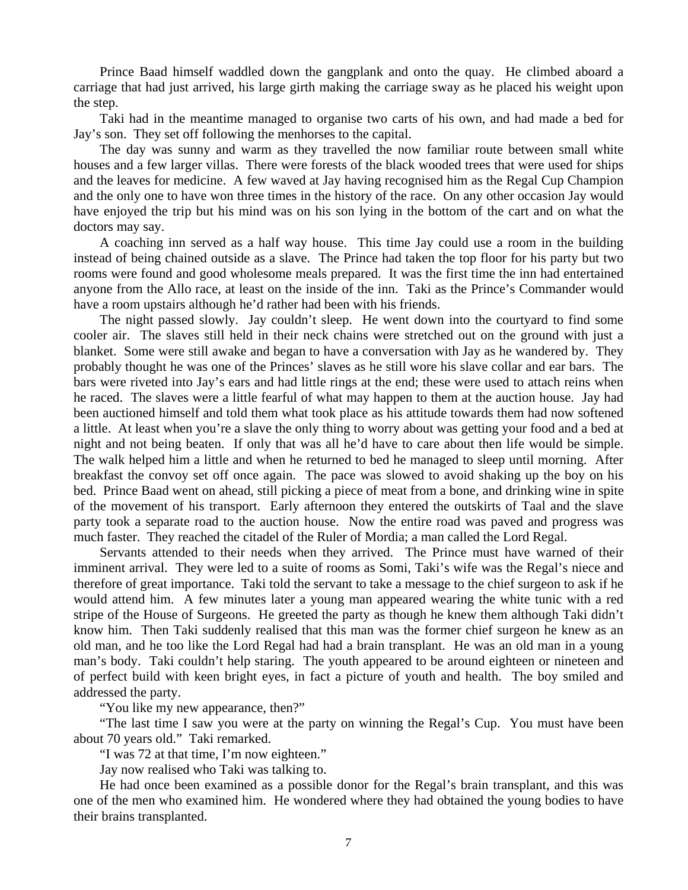Prince Baad himself waddled down the gangplank and onto the quay. He climbed aboard a carriage that had just arrived, his large girth making the carriage sway as he placed his weight upon the step.

Taki had in the meantime managed to organise two carts of his own, and had made a bed for Jay's son. They set off following the menhorses to the capital.

The day was sunny and warm as they travelled the now familiar route between small white houses and a few larger villas. There were forests of the black wooded trees that were used for ships and the leaves for medicine. A few waved at Jay having recognised him as the Regal Cup Champion and the only one to have won three times in the history of the race. On any other occasion Jay would have enjoyed the trip but his mind was on his son lying in the bottom of the cart and on what the doctors may say.

A coaching inn served as a half way house. This time Jay could use a room in the building instead of being chained outside as a slave. The Prince had taken the top floor for his party but two rooms were found and good wholesome meals prepared. It was the first time the inn had entertained anyone from the Allo race, at least on the inside of the inn. Taki as the Prince's Commander would have a room upstairs although he'd rather had been with his friends.

The night passed slowly. Jay couldn't sleep. He went down into the courtyard to find some cooler air. The slaves still held in their neck chains were stretched out on the ground with just a blanket. Some were still awake and began to have a conversation with Jay as he wandered by. They probably thought he was one of the Princes' slaves as he still wore his slave collar and ear bars. The bars were riveted into Jay's ears and had little rings at the end; these were used to attach reins when he raced. The slaves were a little fearful of what may happen to them at the auction house. Jay had been auctioned himself and told them what took place as his attitude towards them had now softened a little. At least when you're a slave the only thing to worry about was getting your food and a bed at night and not being beaten. If only that was all he'd have to care about then life would be simple. The walk helped him a little and when he returned to bed he managed to sleep until morning. After breakfast the convoy set off once again. The pace was slowed to avoid shaking up the boy on his bed. Prince Baad went on ahead, still picking a piece of meat from a bone, and drinking wine in spite of the movement of his transport. Early afternoon they entered the outskirts of Taal and the slave party took a separate road to the auction house. Now the entire road was paved and progress was much faster. They reached the citadel of the Ruler of Mordia; a man called the Lord Regal.

Servants attended to their needs when they arrived. The Prince must have warned of their imminent arrival. They were led to a suite of rooms as Somi, Taki's wife was the Regal's niece and therefore of great importance. Taki told the servant to take a message to the chief surgeon to ask if he would attend him. A few minutes later a young man appeared wearing the white tunic with a red stripe of the House of Surgeons. He greeted the party as though he knew them although Taki didn't know him. Then Taki suddenly realised that this man was the former chief surgeon he knew as an old man, and he too like the Lord Regal had had a brain transplant. He was an old man in a young man's body. Taki couldn't help staring. The youth appeared to be around eighteen or nineteen and of perfect build with keen bright eyes, in fact a picture of youth and health. The boy smiled and addressed the party.

"You like my new appearance, then?"

"The last time I saw you were at the party on winning the Regal's Cup. You must have been about 70 years old." Taki remarked.

"I was 72 at that time, I'm now eighteen."

Jay now realised who Taki was talking to.

He had once been examined as a possible donor for the Regal's brain transplant, and this was one of the men who examined him. He wondered where they had obtained the young bodies to have their brains transplanted.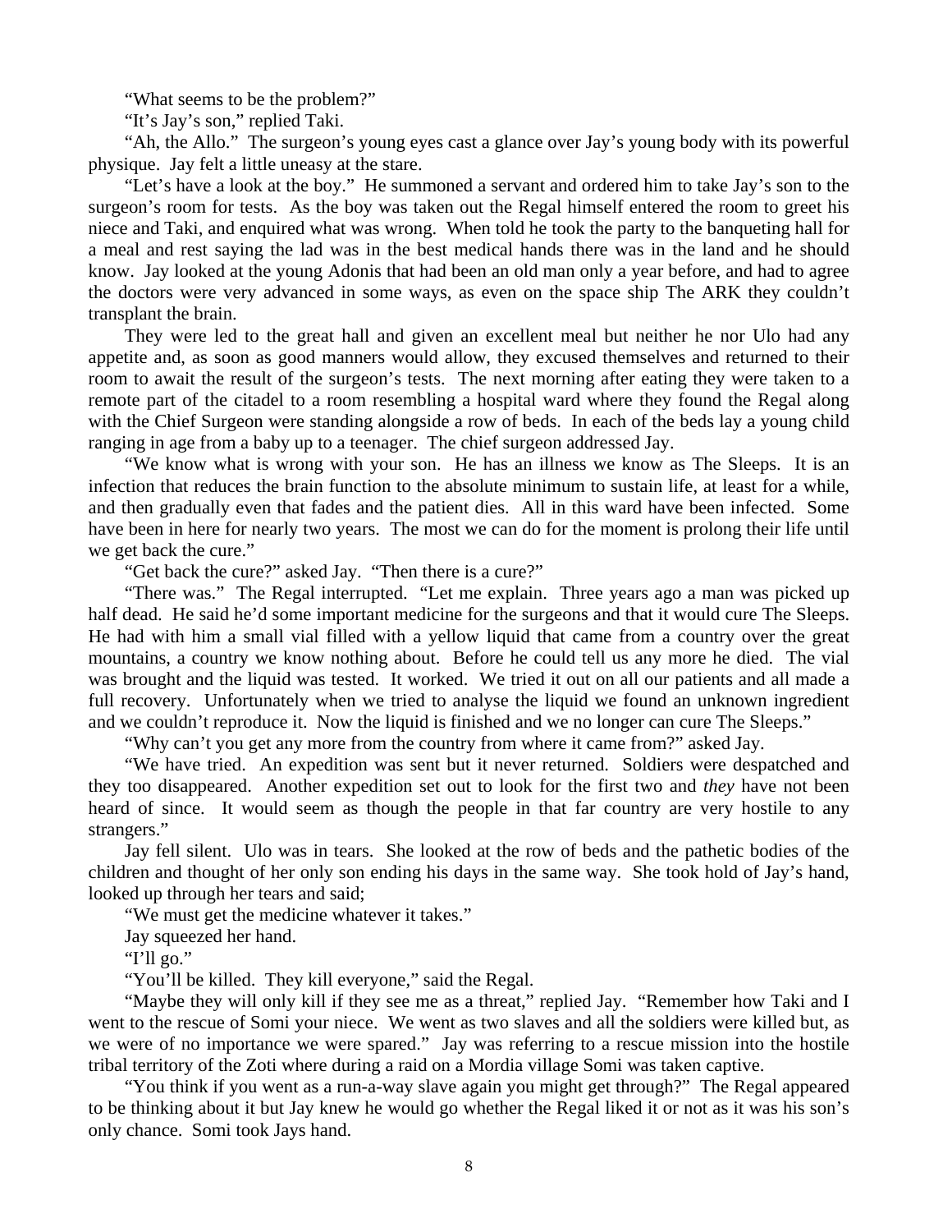"What seems to be the problem?"

"It's Jay's son," replied Taki.

"Ah, the Allo." The surgeon's young eyes cast a glance over Jay's young body with its powerful physique. Jay felt a little uneasy at the stare.

"Let's have a look at the boy." He summoned a servant and ordered him to take Jay's son to the surgeon's room for tests. As the boy was taken out the Regal himself entered the room to greet his niece and Taki, and enquired what was wrong. When told he took the party to the banqueting hall for a meal and rest saying the lad was in the best medical hands there was in the land and he should know. Jay looked at the young Adonis that had been an old man only a year before, and had to agree the doctors were very advanced in some ways, as even on the space ship The ARK they couldn't transplant the brain.

They were led to the great hall and given an excellent meal but neither he nor Ulo had any appetite and, as soon as good manners would allow, they excused themselves and returned to their room to await the result of the surgeon's tests. The next morning after eating they were taken to a remote part of the citadel to a room resembling a hospital ward where they found the Regal along with the Chief Surgeon were standing alongside a row of beds. In each of the beds lay a young child ranging in age from a baby up to a teenager. The chief surgeon addressed Jay.

"We know what is wrong with your son. He has an illness we know as The Sleeps. It is an infection that reduces the brain function to the absolute minimum to sustain life, at least for a while, and then gradually even that fades and the patient dies. All in this ward have been infected. Some have been in here for nearly two years. The most we can do for the moment is prolong their life until we get back the cure."

"Get back the cure?" asked Jay. "Then there is a cure?"

"There was." The Regal interrupted. "Let me explain. Three years ago a man was picked up half dead. He said he'd some important medicine for the surgeons and that it would cure The Sleeps. He had with him a small vial filled with a yellow liquid that came from a country over the great mountains, a country we know nothing about. Before he could tell us any more he died. The vial was brought and the liquid was tested. It worked. We tried it out on all our patients and all made a full recovery. Unfortunately when we tried to analyse the liquid we found an unknown ingredient and we couldn't reproduce it. Now the liquid is finished and we no longer can cure The Sleeps."

"Why can't you get any more from the country from where it came from?" asked Jay.

"We have tried. An expedition was sent but it never returned. Soldiers were despatched and they too disappeared. Another expedition set out to look for the first two and *they* have not been heard of since. It would seem as though the people in that far country are very hostile to any strangers."

Jay fell silent. Ulo was in tears. She looked at the row of beds and the pathetic bodies of the children and thought of her only son ending his days in the same way. She took hold of Jay's hand, looked up through her tears and said;

"We must get the medicine whatever it takes."

Jay squeezed her hand.

"I'll go."

"You'll be killed. They kill everyone," said the Regal.

"Maybe they will only kill if they see me as a threat," replied Jay. "Remember how Taki and I went to the rescue of Somi your niece. We went as two slaves and all the soldiers were killed but, as we were of no importance we were spared." Jay was referring to a rescue mission into the hostile tribal territory of the Zoti where during a raid on a Mordia village Somi was taken captive.

"You think if you went as a run-a-way slave again you might get through?" The Regal appeared to be thinking about it but Jay knew he would go whether the Regal liked it or not as it was his son's only chance. Somi took Jays hand.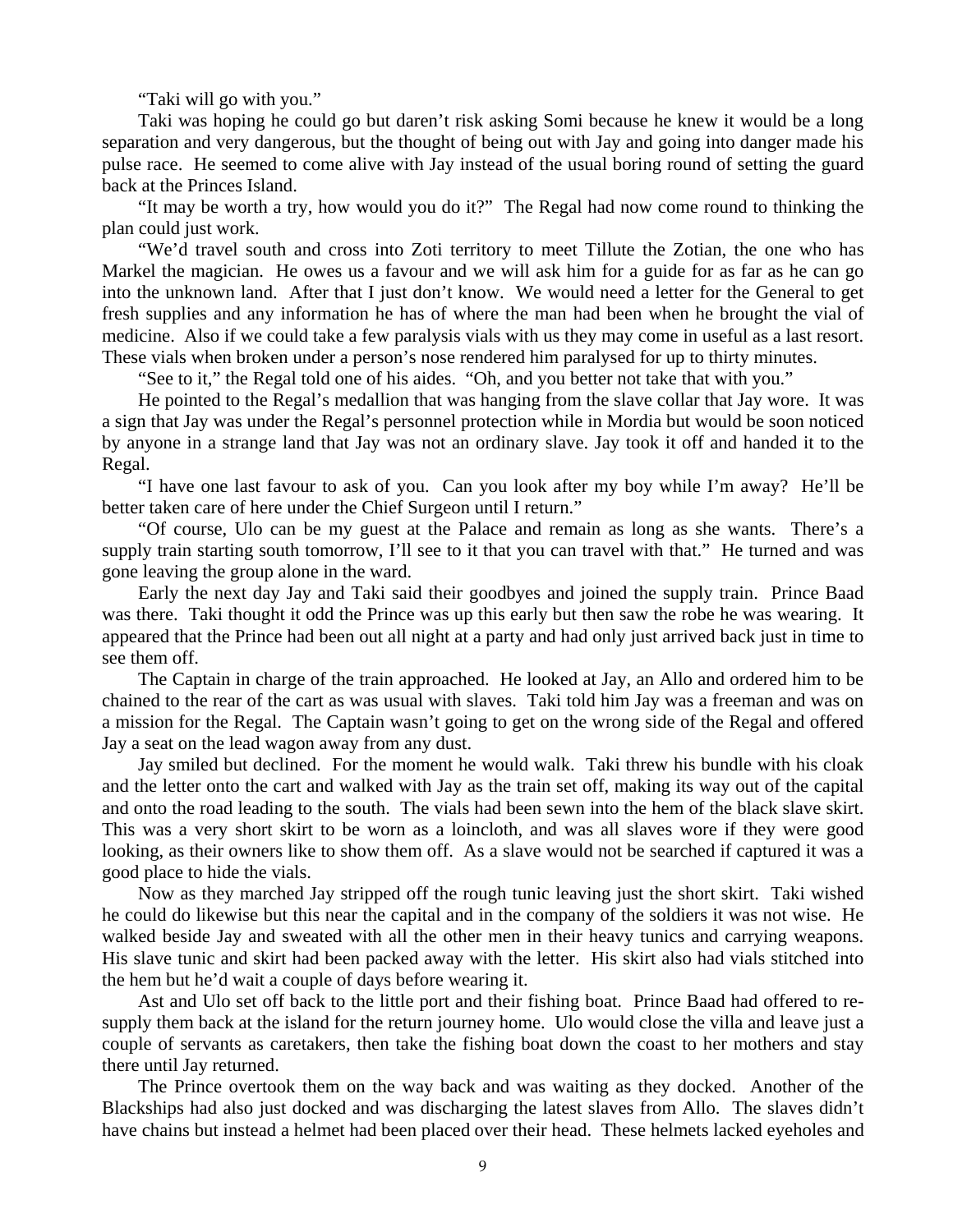"Taki will go with you."

Taki was hoping he could go but daren't risk asking Somi because he knew it would be a long separation and very dangerous, but the thought of being out with Jay and going into danger made his pulse race. He seemed to come alive with Jay instead of the usual boring round of setting the guard back at the Princes Island.

"It may be worth a try, how would you do it?" The Regal had now come round to thinking the plan could just work.

"We'd travel south and cross into Zoti territory to meet Tillute the Zotian, the one who has Markel the magician. He owes us a favour and we will ask him for a guide for as far as he can go into the unknown land. After that I just don't know. We would need a letter for the General to get fresh supplies and any information he has of where the man had been when he brought the vial of medicine. Also if we could take a few paralysis vials with us they may come in useful as a last resort. These vials when broken under a person's nose rendered him paralysed for up to thirty minutes.

"See to it," the Regal told one of his aides. "Oh, and you better not take that with you."

He pointed to the Regal's medallion that was hanging from the slave collar that Jay wore. It was a sign that Jay was under the Regal's personnel protection while in Mordia but would be soon noticed by anyone in a strange land that Jay was not an ordinary slave. Jay took it off and handed it to the Regal.

"I have one last favour to ask of you. Can you look after my boy while I'm away? He'll be better taken care of here under the Chief Surgeon until I return."

"Of course, Ulo can be my guest at the Palace and remain as long as she wants. There's a supply train starting south tomorrow, I'll see to it that you can travel with that." He turned and was gone leaving the group alone in the ward.

Early the next day Jay and Taki said their goodbyes and joined the supply train. Prince Baad was there. Taki thought it odd the Prince was up this early but then saw the robe he was wearing. It appeared that the Prince had been out all night at a party and had only just arrived back just in time to see them off.

The Captain in charge of the train approached. He looked at Jay, an Allo and ordered him to be chained to the rear of the cart as was usual with slaves. Taki told him Jay was a freeman and was on a mission for the Regal. The Captain wasn't going to get on the wrong side of the Regal and offered Jay a seat on the lead wagon away from any dust.

Jay smiled but declined. For the moment he would walk. Taki threw his bundle with his cloak and the letter onto the cart and walked with Jay as the train set off, making its way out of the capital and onto the road leading to the south. The vials had been sewn into the hem of the black slave skirt. This was a very short skirt to be worn as a loincloth, and was all slaves wore if they were good looking, as their owners like to show them off. As a slave would not be searched if captured it was a good place to hide the vials.

Now as they marched Jay stripped off the rough tunic leaving just the short skirt. Taki wished he could do likewise but this near the capital and in the company of the soldiers it was not wise. He walked beside Jay and sweated with all the other men in their heavy tunics and carrying weapons. His slave tunic and skirt had been packed away with the letter. His skirt also had vials stitched into the hem but he'd wait a couple of days before wearing it.

Ast and Ulo set off back to the little port and their fishing boat. Prince Baad had offered to re-supply them back at the island for the return journey home. Ulo would close the villa and leave just a couple of servants as caretakers, then take the fishing boat down the coast to her mothers and stay there until Jay returned.

The Prince overtook them on the way back and was waiting as they docked. Another of the Blackships had also just docked and was discharging the latest slaves from Allo. The slaves didn't have chains but instead a helmet had been placed over their head. These helmets lacked eyeholes and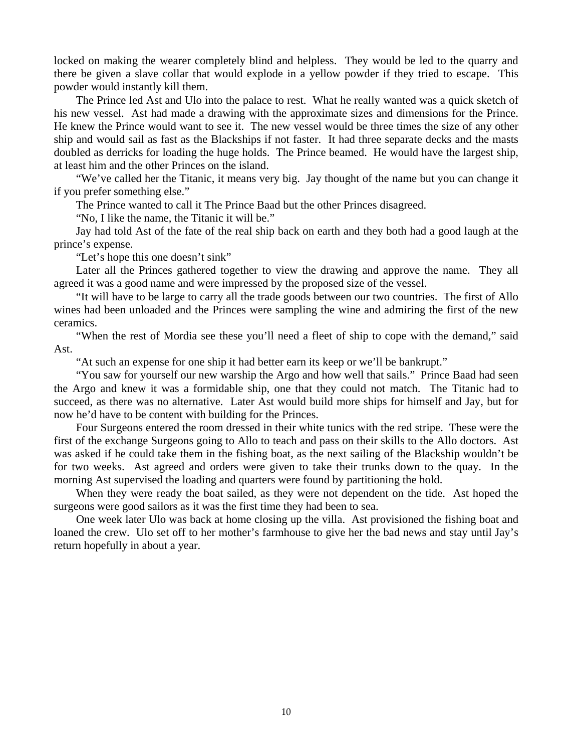locked on making the wearer completely blind and helpless. They would be led to the quarry and there be given a slave collar that would explode in a yellow powder if they tried to escape. This powder would instantly kill them.

The Prince led Ast and Ulo into the palace to rest. What he really wanted was a quick sketch of his new vessel. Ast had made a drawing with the approximate sizes and dimensions for the Prince. He knew the Prince would want to see it. The new vessel would be three times the size of any other ship and would sail as fast as the Blackships if not faster. It had three separate decks and the masts doubled as derricks for loading the huge holds. The Prince beamed. He would have the largest ship, at least him and the other Princes on the island.

"We've called her the Titanic, it means very big. Jay thought of the name but you can change it if you prefer something else."

The Prince wanted to call it The Prince Baad but the other Princes disagreed.

"No, I like the name, the Titanic it will be."

Jay had told Ast of the fate of the real ship back on earth and they both had a good laugh at the prince's expense.

"Let's hope this one doesn't sink"

Later all the Princes gathered together to view the drawing and approve the name. They all agreed it was a good name and were impressed by the proposed size of the vessel.

"It will have to be large to carry all the trade goods between our two countries. The first of Allo wines had been unloaded and the Princes were sampling the wine and admiring the first of the new ceramics.

"When the rest of Mordia see these you'll need a fleet of ship to cope with the demand," said Ast.

"At such an expense for one ship it had better earn its keep or we'll be bankrupt."

"You saw for yourself our new warship the Argo and how well that sails." Prince Baad had seen the Argo and knew it was a formidable ship, one that they could not match. The Titanic had to succeed, as there was no alternative. Later Ast would build more ships for himself and Jay, but for now he'd have to be content with building for the Princes.

Four Surgeons entered the room dressed in their white tunics with the red stripe. These were the first of the exchange Surgeons going to Allo to teach and pass on their skills to the Allo doctors. Ast was asked if he could take them in the fishing boat, as the next sailing of the Blackship wouldn't be for two weeks. Ast agreed and orders were given to take their trunks down to the quay. In the morning Ast supervised the loading and quarters were found by partitioning the hold.

When they were ready the boat sailed, as they were not dependent on the tide. Ast hoped the surgeons were good sailors as it was the first time they had been to sea.

One week later Ulo was back at home closing up the villa. Ast provisioned the fishing boat and loaned the crew. Ulo set off to her mother's farmhouse to give her the bad news and stay until Jay's return hopefully in about a year.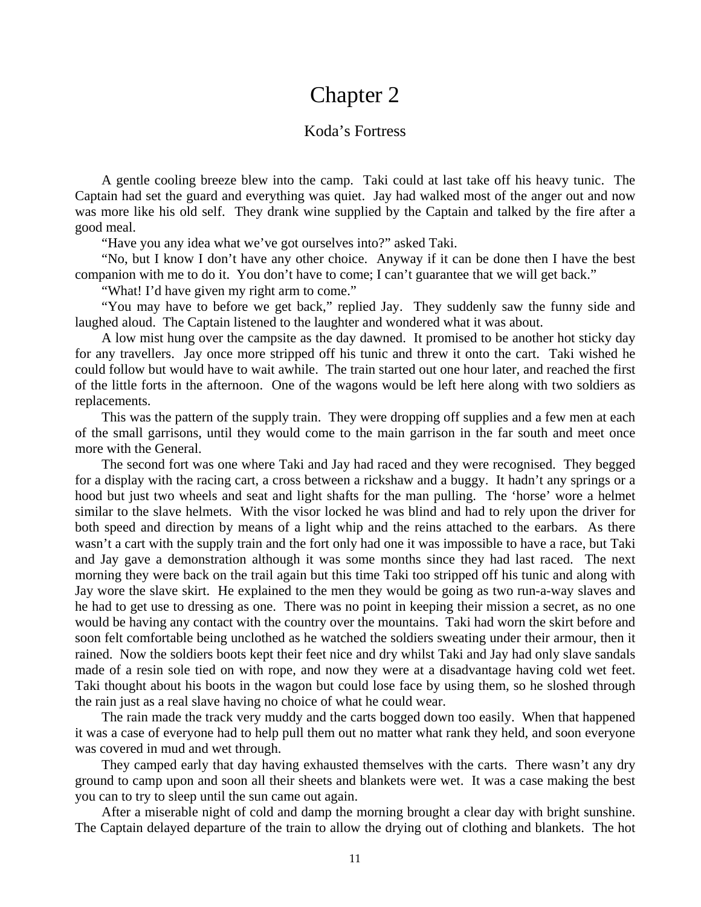# Chapter 2

## Koda's Fortress

A gentle cooling breeze blew into the camp. Taki could at last take off his heavy tunic. The Captain had set the guard and everything was quiet. Jay had walked most of the anger out and now was more like his old self. They drank wine supplied by the Captain and talked by the fire after a good meal.

"Have you any idea what we've got ourselves into?" asked Taki.

"No, but I know I don't have any other choice. Anyway if it can be done then I have the best companion with me to do it. You don't have to come; I can't guarantee that we will get back."

"What! I'd have given my right arm to come."

"You may have to before we get back," replied Jay. They suddenly saw the funny side and laughed aloud. The Captain listened to the laughter and wondered what it was about.

A low mist hung over the campsite as the day dawned. It promised to be another hot sticky day for any travellers. Jay once more stripped off his tunic and threw it onto the cart. Taki wished he could follow but would have to wait awhile. The train started out one hour later, and reached the first of the little forts in the afternoon. One of the wagons would be left here along with two soldiers as replacements.

This was the pattern of the supply train. They were dropping off supplies and a few men at each of the small garrisons, until they would come to the main garrison in the far south and meet once more with the General.

The second fort was one where Taki and Jay had raced and they were recognised. They begged for a display with the racing cart, a cross between a rickshaw and a buggy. It hadn't any springs or a hood but just two wheels and seat and light shafts for the man pulling. The 'horse' wore a helmet similar to the slave helmets. With the visor locked he was blind and had to rely upon the driver for both speed and direction by means of a light whip and the reins attached to the earbars. As there wasn't a cart with the supply train and the fort only had one it was impossible to have a race, but Taki and Jay gave a demonstration although it was some months since they had last raced. The next morning they were back on the trail again but this time Taki too stripped off his tunic and along with Jay wore the slave skirt. He explained to the men they would be going as two run-a-way slaves and he had to get use to dressing as one. There was no point in keeping their mission a secret, as no one would be having any contact with the country over the mountains. Taki had worn the skirt before and soon felt comfortable being unclothed as he watched the soldiers sweating under their armour, then it rained. Now the soldiers boots kept their feet nice and dry whilst Taki and Jay had only slave sandals made of a resin sole tied on with rope, and now they were at a disadvantage having cold wet feet. Taki thought about his boots in the wagon but could lose face by using them, so he sloshed through the rain just as a real slave having no choice of what he could wear.

The rain made the track very muddy and the carts bogged down too easily. When that happened it was a case of everyone had to help pull them out no matter what rank they held, and soon everyone was covered in mud and wet through.

They camped early that day having exhausted themselves with the carts. There wasn't any dry ground to camp upon and soon all their sheets and blankets were wet. It was a case making the best you can to try to sleep until the sun came out again.

After a miserable night of cold and damp the morning brought a clear day with bright sunshine. The Captain delayed departure of the train to allow the drying out of clothing and blankets. The hot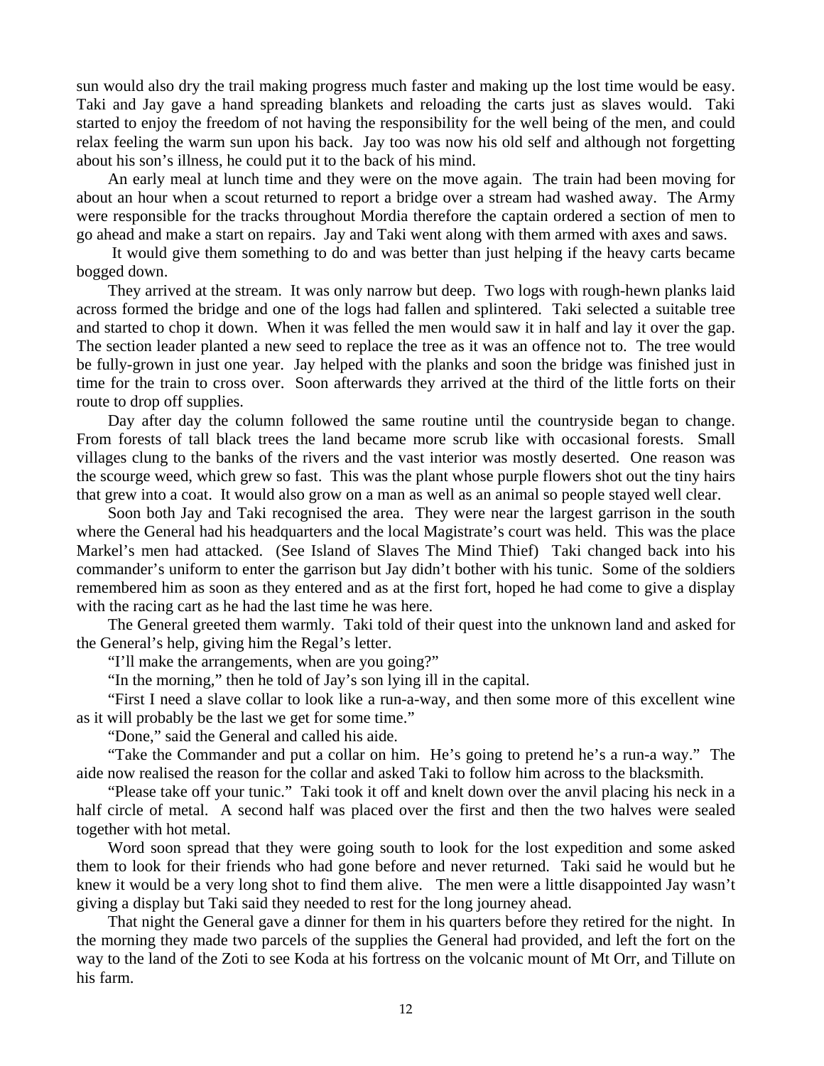sun would also dry the trail making progress much faster and making up the lost time would be easy. Taki and Jay gave a hand spreading blankets and reloading the carts just as slaves would. Taki started to enjoy the freedom of not having the responsibility for the well being of the men, and could relax feeling the warm sun upon his back. Jay too was now his old self and although not forgetting about his son's illness, he could put it to the back of his mind.

An early meal at lunch time and they were on the move again. The train had been moving for about an hour when a scout returned to report a bridge over a stream had washed away. The Army were responsible for the tracks throughout Mordia therefore the captain ordered a section of men to go ahead and make a start on repairs. Jay and Taki went along with them armed with axes and saws.

It would give them something to do and was better than just helping if the heavy carts became bogged down.

They arrived at the stream. It was only narrow but deep. Two logs with rough-hewn planks laid across formed the bridge and one of the logs had fallen and splintered. Taki selected a suitable tree and started to chop it down. When it was felled the men would saw it in half and lay it over the gap. The section leader planted a new seed to replace the tree as it was an offence not to. The tree would be fully-grown in just one year. Jay helped with the planks and soon the bridge was finished just in time for the train to cross over. Soon afterwards they arrived at the third of the little forts on their route to drop off supplies.

Day after day the column followed the same routine until the countryside began to change. From forests of tall black trees the land became more scrub like with occasional forests. Small villages clung to the banks of the rivers and the vast interior was mostly deserted. One reason was the scourge weed, which grew so fast. This was the plant whose purple flowers shot out the tiny hairs that grew into a coat. It would also grow on a man as well as an animal so people stayed well clear.

Soon both Jay and Taki recognised the area. They were near the largest garrison in the south where the General had his headquarters and the local Magistrate's court was held. This was the place Markel's men had attacked. (See Island of Slaves The Mind Thief) Taki changed back into his commander's uniform to enter the garrison but Jay didn't bother with his tunic. Some of the soldiers remembered him as soon as they entered and as at the first fort, hoped he had come to give a display with the racing cart as he had the last time he was here.

The General greeted them warmly. Taki told of their quest into the unknown land and asked for the General's help, giving him the Regal's letter.

"I'll make the arrangements, when are you going?"

"In the morning," then he told of Jay's son lying ill in the capital.

"First I need a slave collar to look like a run-a-way, and then some more of this excellent wine as it will probably be the last we get for some time."

"Done," said the General and called his aide.

"Take the Commander and put a collar on him. He's going to pretend he's a run-a way." The aide now realised the reason for the collar and asked Taki to follow him across to the blacksmith.

"Please take off your tunic." Taki took it off and knelt down over the anvil placing his neck in a half circle of metal. A second half was placed over the first and then the two halves were sealed together with hot metal.

Word soon spread that they were going south to look for the lost expedition and some asked them to look for their friends who had gone before and never returned. Taki said he would but he knew it would be a very long shot to find them alive. The men were a little disappointed Jay wasn't giving a display but Taki said they needed to rest for the long journey ahead.

That night the General gave a dinner for them in his quarters before they retired for the night. In the morning they made two parcels of the supplies the General had provided, and left the fort on the way to the land of the Zoti to see Koda at his fortress on the volcanic mount of Mt Orr, and Tillute on his farm.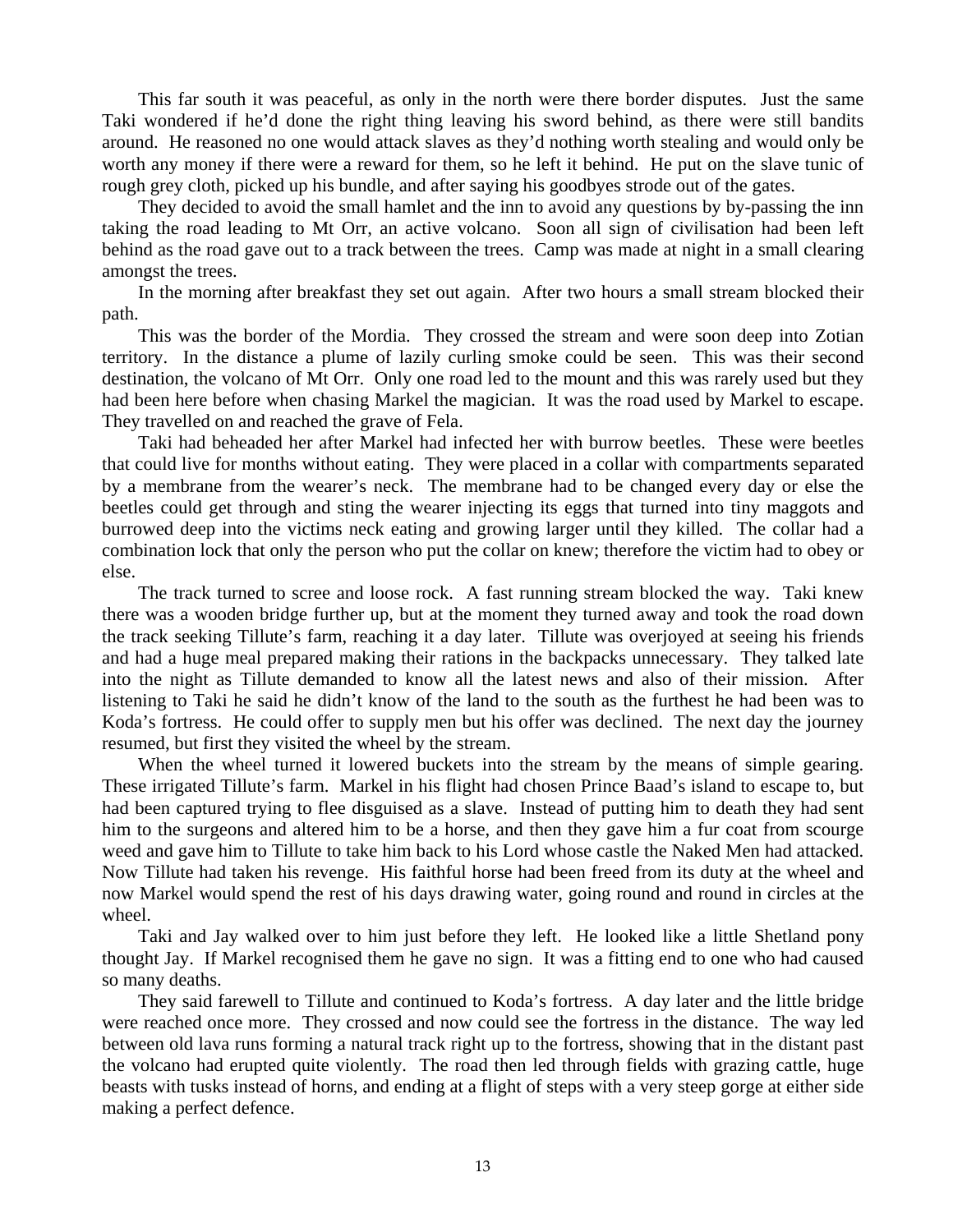This far south it was peaceful, as only in the north were there border disputes. Just the same Taki wondered if he'd done the right thing leaving his sword behind, as there were still bandits around. He reasoned no one would attack slaves as they'd nothing worth stealing and would only be worth any money if there were a reward for them, so he left it behind. He put on the slave tunic of rough grey cloth, picked up his bundle, and after saying his goodbyes strode out of the gates.

They decided to avoid the small hamlet and the inn to avoid any questions by by-passing the inn taking the road leading to Mt Orr, an active volcano. Soon all sign of civilisation had been left behind as the road gave out to a track between the trees. Camp was made at night in a small clearing amongst the trees.

In the morning after breakfast they set out again. After two hours a small stream blocked their path.

This was the border of the Mordia. They crossed the stream and were soon deep into Zotian territory. In the distance a plume of lazily curling smoke could be seen. This was their second destination, the volcano of Mt Orr. Only one road led to the mount and this was rarely used but they had been here before when chasing Markel the magician. It was the road used by Markel to escape. They travelled on and reached the grave of Fela.

Taki had beheaded her after Markel had infected her with burrow beetles. These were beetles that could live for months without eating. They were placed in a collar with compartments separated by a membrane from the wearer's neck. The membrane had to be changed every day or else the beetles could get through and sting the wearer injecting its eggs that turned into tiny maggots and burrowed deep into the victims neck eating and growing larger until they killed. The collar had a combination lock that only the person who put the collar on knew; therefore the victim had to obey or else.

The track turned to scree and loose rock. A fast running stream blocked the way. Taki knew there was a wooden bridge further up, but at the moment they turned away and took the road down the track seeking Tillute's farm, reaching it a day later. Tillute was overjoyed at seeing his friends and had a huge meal prepared making their rations in the backpacks unnecessary. They talked late into the night as Tillute demanded to know all the latest news and also of their mission. After listening to Taki he said he didn't know of the land to the south as the furthest he had been was to Koda's fortress. He could offer to supply men but his offer was declined. The next day the journey resumed, but first they visited the wheel by the stream.

When the wheel turned it lowered buckets into the stream by the means of simple gearing. These irrigated Tillute's farm. Markel in his flight had chosen Prince Baad's island to escape to, but had been captured trying to flee disguised as a slave. Instead of putting him to death they had sent him to the surgeons and altered him to be a horse, and then they gave him a fur coat from scourge weed and gave him to Tillute to take him back to his Lord whose castle the Naked Men had attacked. Now Tillute had taken his revenge. His faithful horse had been freed from its duty at the wheel and now Markel would spend the rest of his days drawing water, going round and round in circles at the wheel.

Taki and Jay walked over to him just before they left. He looked like a little Shetland pony thought Jay. If Markel recognised them he gave no sign. It was a fitting end to one who had caused so many deaths.

They said farewell to Tillute and continued to Koda's fortress. A day later and the little bridge were reached once more. They crossed and now could see the fortress in the distance. The way led between old lava runs forming a natural track right up to the fortress, showing that in the distant past the volcano had erupted quite violently. The road then led through fields with grazing cattle, huge beasts with tusks instead of horns, and ending at a flight of steps with a very steep gorge at either side making a perfect defence.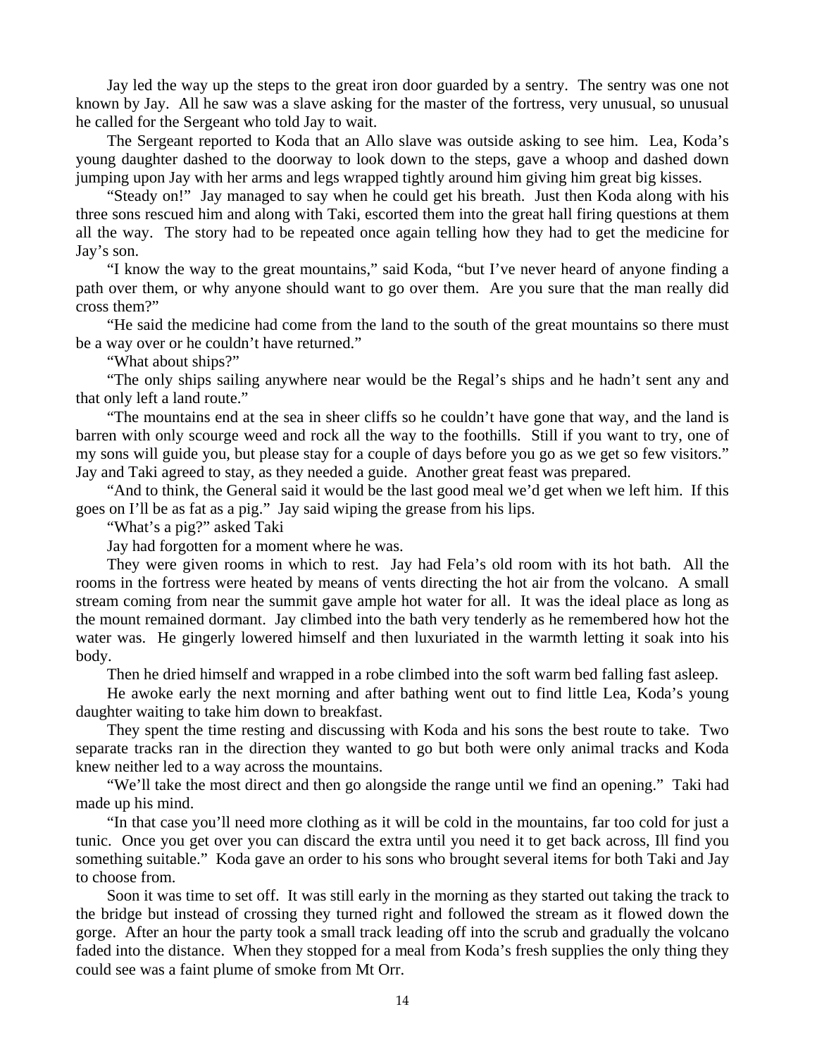Jay led the way up the steps to the great iron door guarded by a sentry. The sentry was one not known by Jay. All he saw was a slave asking for the master of the fortress, very unusual, so unusual he called for the Sergeant who told Jay to wait.

The Sergeant reported to Koda that an Allo slave was outside asking to see him. Lea, Koda's young daughter dashed to the doorway to look down to the steps, gave a whoop and dashed down jumping upon Jay with her arms and legs wrapped tightly around him giving him great big kisses.

"Steady on!" Jay managed to say when he could get his breath. Just then Koda along with his three sons rescued him and along with Taki, escorted them into the great hall firing questions at them all the way. The story had to be repeated once again telling how they had to get the medicine for Jay's son.

"I know the way to the great mountains," said Koda, "but I've never heard of anyone finding a path over them, or why anyone should want to go over them. Are you sure that the man really did cross them?"

"He said the medicine had come from the land to the south of the great mountains so there must be a way over or he couldn't have returned."

"What about ships?"

"The only ships sailing anywhere near would be the Regal's ships and he hadn't sent any and that only left a land route."

"The mountains end at the sea in sheer cliffs so he couldn't have gone that way, and the land is barren with only scourge weed and rock all the way to the foothills. Still if you want to try, one of my sons will guide you, but please stay for a couple of days before you go as we get so few visitors." Jay and Taki agreed to stay, as they needed a guide. Another great feast was prepared.

"And to think, the General said it would be the last good meal we'd get when we left him. If this goes on I'll be as fat as a pig." Jay said wiping the grease from his lips.

"What's a pig?" asked Taki

Jay had forgotten for a moment where he was.

They were given rooms in which to rest. Jay had Fela's old room with its hot bath. All the rooms in the fortress were heated by means of vents directing the hot air from the volcano. A small stream coming from near the summit gave ample hot water for all. It was the ideal place as long as the mount remained dormant. Jay climbed into the bath very tenderly as he remembered how hot the water was. He gingerly lowered himself and then luxuriated in the warmth letting it soak into his body.

Then he dried himself and wrapped in a robe climbed into the soft warm bed falling fast asleep.

He awoke early the next morning and after bathing went out to find little Lea, Koda's young daughter waiting to take him down to breakfast.

They spent the time resting and discussing with Koda and his sons the best route to take. Two separate tracks ran in the direction they wanted to go but both were only animal tracks and Koda knew neither led to a way across the mountains.

"We'll take the most direct and then go alongside the range until we find an opening." Taki had made up his mind.

"In that case you'll need more clothing as it will be cold in the mountains, far too cold for just a tunic. Once you get over you can discard the extra until you need it to get back across, Ill find you something suitable." Koda gave an order to his sons who brought several items for both Taki and Jay to choose from.

Soon it was time to set off. It was still early in the morning as they started out taking the track to the bridge but instead of crossing they turned right and followed the stream as it flowed down the gorge. After an hour the party took a small track leading off into the scrub and gradually the volcano faded into the distance. When they stopped for a meal from Koda's fresh supplies the only thing they could see was a faint plume of smoke from Mt Orr.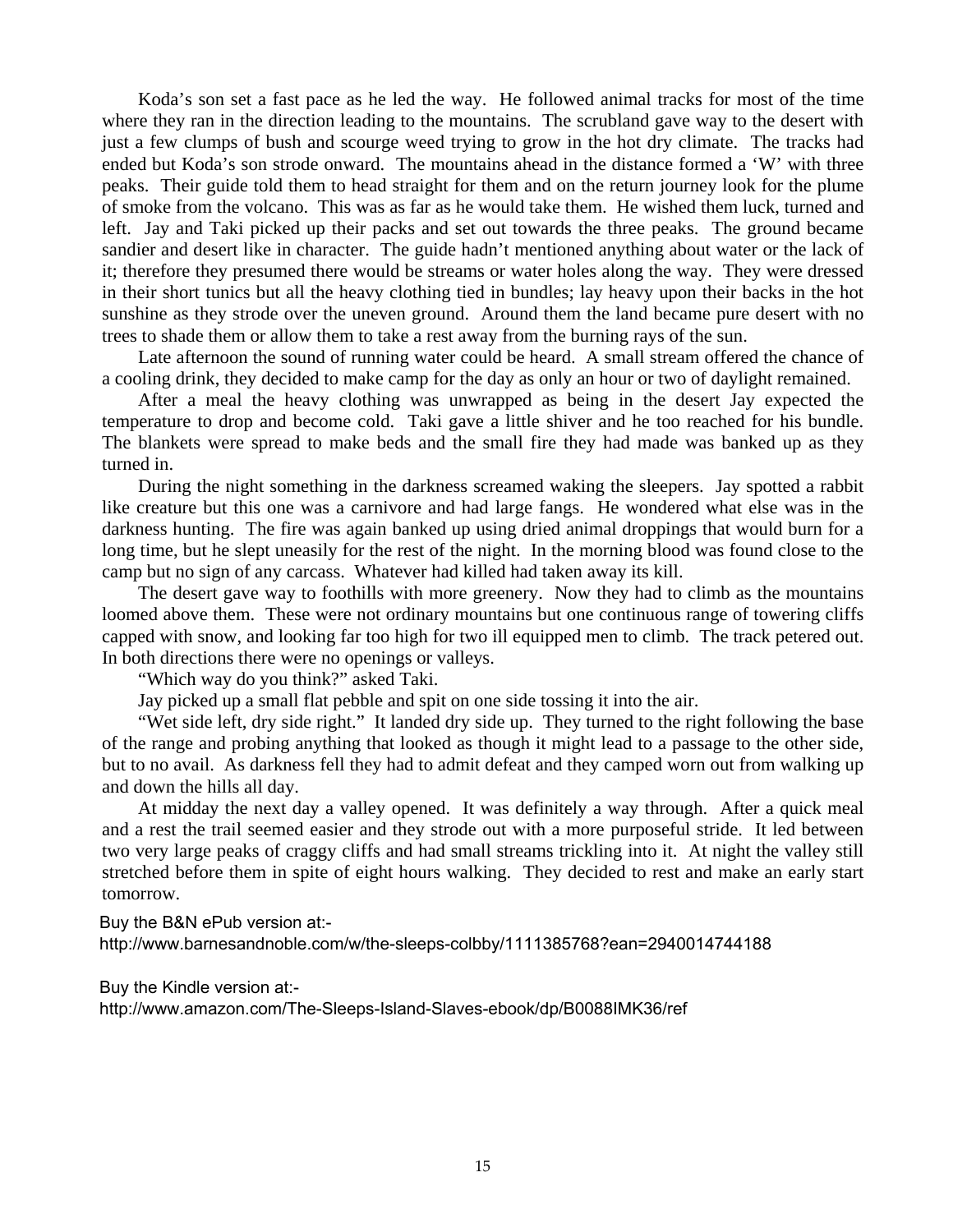Koda's son set a fast pace as he led the way. He followed animal tracks for most of the time where they ran in the direction leading to the mountains. The scrubland gave way to the desert with just a few clumps of bush and scourge weed trying to grow in the hot dry climate. The tracks had ended but Koda's son strode onward. The mountains ahead in the distance formed a 'W' with three peaks. Their guide told them to head straight for them and on the return journey look for the plume of smoke from the volcano. This was as far as he would take them. He wished them luck, turned and left. Jay and Taki picked up their packs and set out towards the three peaks. The ground became sandier and desert like in character. The guide hadn't mentioned anything about water or the lack of it; therefore they presumed there would be streams or water holes along the way. They were dressed in their short tunics but all the heavy clothing tied in bundles; lay heavy upon their backs in the hot sunshine as they strode over the uneven ground. Around them the land became pure desert with no trees to shade them or allow them to take a rest away from the burning rays of the sun.

Late afternoon the sound of running water could be heard. A small stream offered the chance of a cooling drink, they decided to make camp for the day as only an hour or two of daylight remained.

After a meal the heavy clothing was unwrapped as being in the desert Jay expected the temperature to drop and become cold. Taki gave a little shiver and he too reached for his bundle. The blankets were spread to make beds and the small fire they had made was banked up as they turned in.

During the night something in the darkness screamed waking the sleepers. Jay spotted a rabbit like creature but this one was a carnivore and had large fangs. He wondered what else was in the darkness hunting. The fire was again banked up using dried animal droppings that would burn for a long time, but he slept uneasily for the rest of the night. In the morning blood was found close to the camp but no sign of any carcass. Whatever had killed had taken away its kill.

The desert gave way to foothills with more greenery. Now they had to climb as the mountains loomed above them. These were not ordinary mountains but one continuous range of towering cliffs capped with snow, and looking far too high for two ill equipped men to climb. The track petered out. In both directions there were no openings or valleys.

"Which way do you think?" asked Taki.

Jay picked up a small flat pebble and spit on one side tossing it into the air.

"Wet side left, dry side right." It landed dry side up. They turned to the right following the base of the range and probing anything that looked as though it might lead to a passage to the other side, but to no avail. As darkness fell they had to admit defeat and they camped worn out from walking up and down the hills all day.

At midday the next day a valley opened. It was definitely a way through. After a quick meal and a rest the trail seemed easier and they strode out with a more purposeful stride. It led between two very large peaks of craggy cliffs and had small streams trickling into it. At night the valley still stretched before them in spite of eight hours walking. They decided to rest and make an early start tomorrow.

Buy the B&N ePub version at:-
http://www.barnesandnoble.com/w/the-sleeps-colbby/1111385768?ean=2940014744188

Buy the Kindle version at:-
http://www.amazon.com/The-Sleeps-Island-Slaves-ebook/dp/B0088IMK36/ref